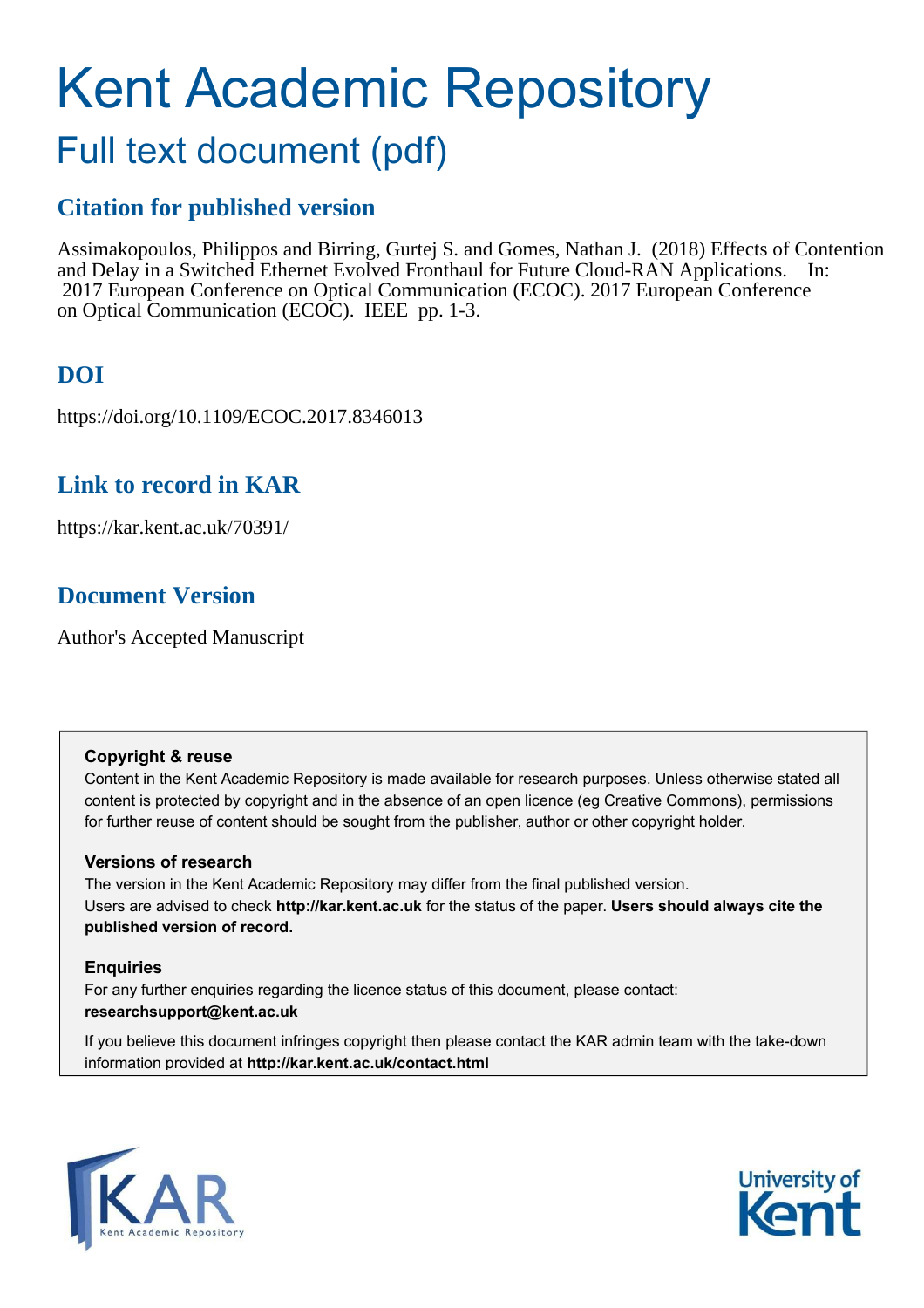# Kent Academic Repository

## Full text document (pdf)

### Citation for published version

Assimakopoulos, Philippos and Birring, Gurtej S. and Gomes, Nathan J. (2018) Effects of Contention and Delay in a Switched Ethernet Evolved Fronthaul for Future Cloud-RAN Applications. In: 2017 European Conference on Optical Communication (ECOC). 2017 European Conference on Optical Communication (ECOC). IEEE pp. 1-3.

### DOI

https://doi.org/10.1109/ECOC.2017.8346013

### Link to record in KAR

https://kar.kent.ac.uk/70391/

### Document Version

Author's Accepted Manuscript

**Copyright & reuse**

Content in the Kent Academic Repository is made available for research purposes. Unless otherwise stated all content is protected by copyright and in the absence of an open licence (eg Creative Commons), permissions for further reuse of content should be sought from the publisher, author or other copyright holder.

**Versions of research**

The version in the Kent Academic Repository may differ from the final published version. Users are advised to check **http://kar.kent.ac.uk** for the status of the paper. **Users should always cite the published version of record.**

**Enquiries**

For any further enquiries regarding the licence status of this document, please contact: **researchsupport@kent.ac.uk**

If you believe this document infringes copyright then please contact the KAR admin team with the take-down information provided at **http://kar.kent.ac.uk/contact.html**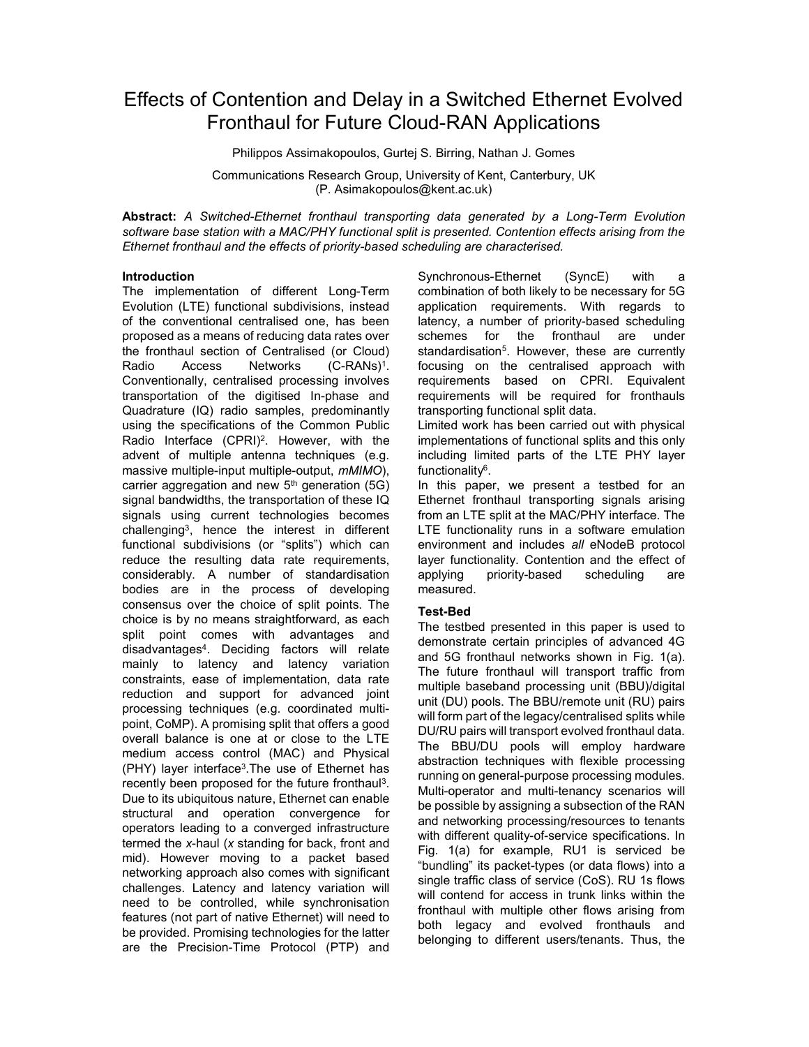# Effects of Contention and Delay in a Switched Ethernet Evolved Fronthaul for Future Cloud-RAN Applications

Philippos Assimakopoulos, Gurtej S. Birring, Nathan J. Gomes

Communications Research Group, University of Kent, Canterbury, UK
(P. Asimakopoulos@kent.ac.uk)

**Abstract:** *A Switched-Ethernet fronthaul transporting data generated by a Long-Term Evolution software base station with a MAC/PHY functional split is presented. Contention effects arising from the Ethernet fronthaul and the effects of priority-based scheduling are characterised.*

### Introduction

The implementation of different Long-Term Evolution (LTE) functional subdivisions, instead of the conventional centralised one, has been proposed as a means of reducing data rates over the fronthaul section of Centralised (or Cloud) Radio Access Networks (C-RANs)[1]. Conventionally, centralised processing involves transportation of the digitised In-phase and Quadrature (IQ) radio samples, predominantly using the specifications of the Common Public Radio Interface (CPRI)[2]. However, with the advent of multiple antenna techniques (e.g. massive multiple-input multiple-output, *mMIMO*), carrier aggregation and new 5[th] generation (5G) signal bandwidths, the transportation of these IQ signals using current technologies becomes challenging[3], hence the interest in different functional subdivisions (or "splits") which can reduce the resulting data rate requirements, considerably. A number of standardisation bodies are in the process of developing consensus over the choice of split points. The choice is by no means straightforward, as each split point comes with advantages and disadvantages[4]. Deciding factors will relate mainly to latency and latency variation constraints, ease of implementation, data rate reduction and support for advanced joint processing techniques (e.g. coordinated multi-point, CoMP). A promising split that offers a good overall balance is one at or close to the LTE medium access control (MAC) and Physical (PHY) layer interface[3].The use of Ethernet has recently been proposed for the future fronthaul[3]. Due to its ubiquitous nature, Ethernet can enable structural and operation convergence for operators leading to a converged infrastructure termed the *x*-haul (*x* standing for back, front and mid). However moving to a packet based networking approach also comes with significant challenges. Latency and latency variation will need to be controlled, while synchronisation features (not part of native Ethernet) will need to be provided. Promising technologies for the latter are the Precision-Time Protocol (PTP) and Synchronous-Ethernet (SyncE) with a combination of both likely to be necessary for 5G application requirements. With regards to latency, a number of priority-based scheduling schemes for the fronthaul are under standardisation[5]. However, these are currently focusing on the centralised approach with requirements based on CPRI. Equivalent requirements will be required for fronthauls transporting functional split data.

Limited work has been carried out with physical implementations of functional splits and this only including limited parts of the LTE PHY layer functionality[6].

In this paper, we present a testbed for an Ethernet fronthaul transporting signals arising from an LTE split at the MAC/PHY interface. The LTE functionality runs in a software emulation environment and includes *all* eNodeB protocol layer functionality. Contention and the effect of applying priority-based scheduling are measured.

### Test-Bed

The testbed presented in this paper is used to demonstrate certain principles of advanced 4G and 5G fronthaul networks shown in Fig. 1(a). The future fronthaul will transport traffic from multiple baseband processing unit (BBU)/digital unit (DU) pools. The BBU/remote unit (RU) pairs will form part of the legacy/centralised splits while DU/RU pairs will transport evolved fronthaul data. The BBU/DU pools will employ hardware abstraction techniques with flexible processing running on general-purpose processing modules. Multi-operator and multi-tenancy scenarios will be possible by assigning a subsection of the RAN and networking processing/resources to tenants with different quality-of-service specifications. In Fig. 1(a) for example, RU1 is serviced be "bundling" its packet-types (or data flows) into a single traffic class of service (CoS). RU 1s flows will contend for access in trunk links within the fronthaul with multiple other flows arising from both legacy and evolved fronthauls and belonging to different users/tenants. Thus, the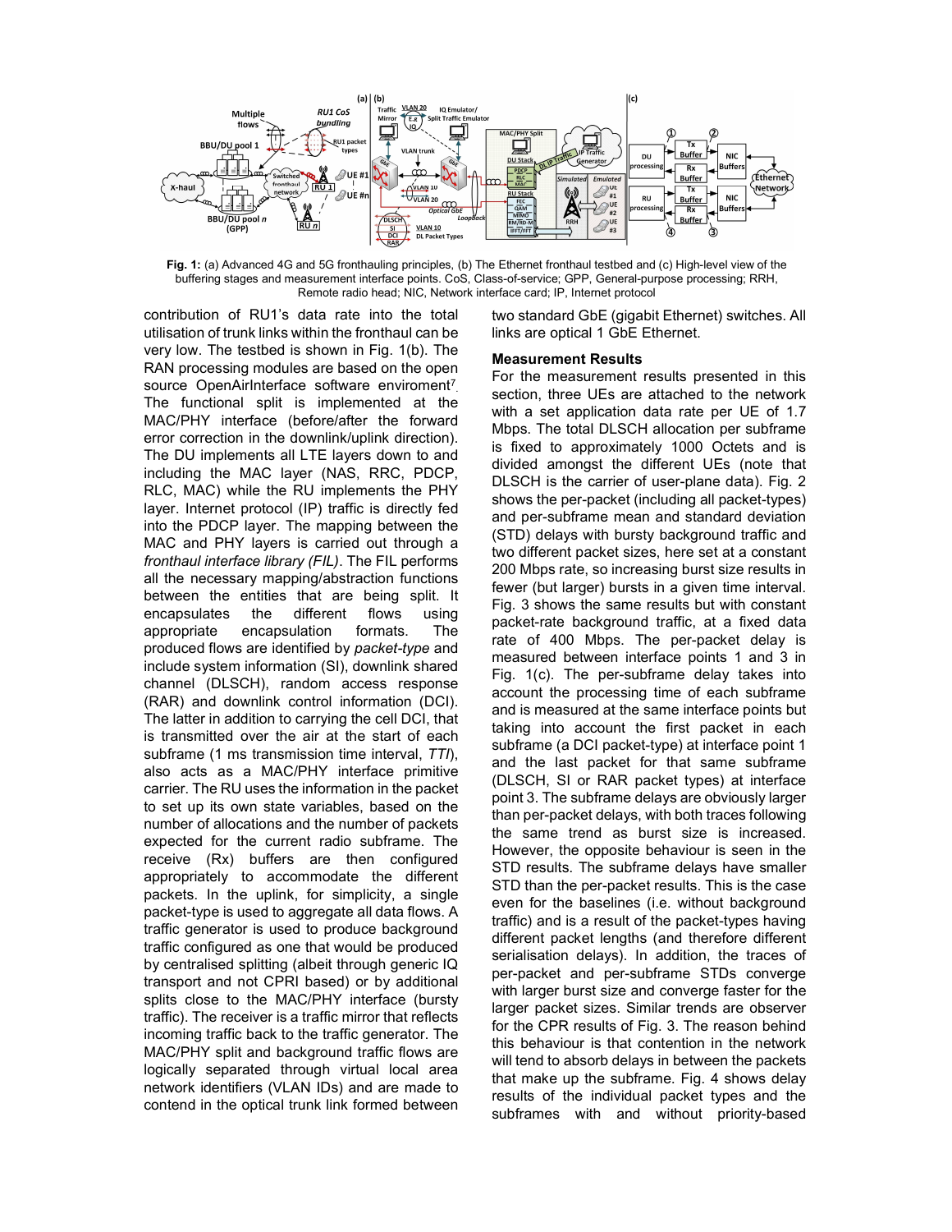**Fig. 1:** (a) Advanced 4G and 5G fronthauling principles, (b) The Ethernet fronthaul testbed and (c) High-level view of the buffering stages and measurement interface points. CoS, Class-of-service; GPP, General-purpose processing; RRH, Remote radio head; NIC, Network interface card; IP, Internet protocol

contribution of RU1's data rate into the total utilisation of trunk links within the fronthaul can be very low. The testbed is shown in Fig. 1(b). The RAN processing modules are based on the open source OpenAirInterface software enviroment[7]. The functional split is implemented at the MAC/PHY interface (before/after the forward error correction in the downlink/uplink direction). The DU implements all LTE layers down to and including the MAC layer (NAS, RRC, PDCP, RLC, MAC) while the RU implements the PHY layer. Internet protocol (IP) traffic is directly fed into the PDCP layer. The mapping between the MAC and PHY layers is carried out through a *fronthaul interface library (FIL)*. The FIL performs all the necessary mapping/abstraction functions between the entities that are being split. It encapsulates the different flows using appropriate encapsulation formats. The produced flows are identified by *packet-type* and include system information (SI), downlink shared channel (DLSCH), random access response (RAR) and downlink control information (DCI). The latter in addition to carrying the cell DCI, that is transmitted over the air at the start of each subframe (1 ms transmission time interval, *TTI*), also acts as a MAC/PHY interface primitive carrier. The RU uses the information in the packet to set up its own state variables, based on the number of allocations and the number of packets expected for the current radio subframe. The receive (Rx) buffers are then configured appropriately to accommodate the different packets. In the uplink, for simplicity, a single packet-type is used to aggregate all data flows. A traffic generator is used to produce background traffic configured as one that would be produced by centralised splitting (albeit through generic IQ transport and not CPRI based) or by additional splits close to the MAC/PHY interface (bursty traffic). The receiver is a traffic mirror that reflects incoming traffic back to the traffic generator. The MAC/PHY split and background traffic flows are logically separated through virtual local area network identifiers (VLAN IDs) and are made to contend in the optical trunk link formed between two standard GbE (gigabit Ethernet) switches. All links are optical 1 GbE Ethernet.

**Measurement Results**

For the measurement results presented in this section, three UEs are attached to the network with a set application data rate per UE of 1.7 Mbps. The total DLSCH allocation per subframe is fixed to approximately 1000 Octets and is divided amongst the different UEs (note that DLSCH is the carrier of user-plane data). Fig. 2 shows the per-packet (including all packet-types) and per-subframe mean and standard deviation (STD) delays with bursty background traffic and two different packet sizes, here set at a constant 200 Mbps rate, so increasing burst size results in fewer (but larger) bursts in a given time interval. Fig. 3 shows the same results but with constant packet-rate background traffic, at a fixed data rate of 400 Mbps. The per-packet delay is measured between interface points 1 and 3 in Fig. 1(c). The per-subframe delay takes into account the processing time of each subframe and is measured at the same interface points but taking into account the first packet in each subframe (a DCI packet-type) at interface point 1 and the last packet for that same subframe (DLSCH, SI or RAR packet types) at interface point 3. The subframe delays are obviously larger than per-packet delays, with both traces following the same trend as burst size is increased. However, the opposite behaviour is seen in the STD results. The subframe delays have smaller STD than the per-packet results. This is the case even for the baselines (i.e. without background traffic) and is a result of the packet-types having different packet lengths (and therefore different serialisation delays). In addition, the traces of per-packet and per-subframe STDs converge with larger burst size and converge faster for the larger packet sizes. Similar trends are observer for the CPR results of Fig. 3. The reason behind this behaviour is that contention in the network will tend to absorb delays in between the packets that make up the subframe. Fig. 4 shows delay results of the individual packet types and the subframes with and without priority-based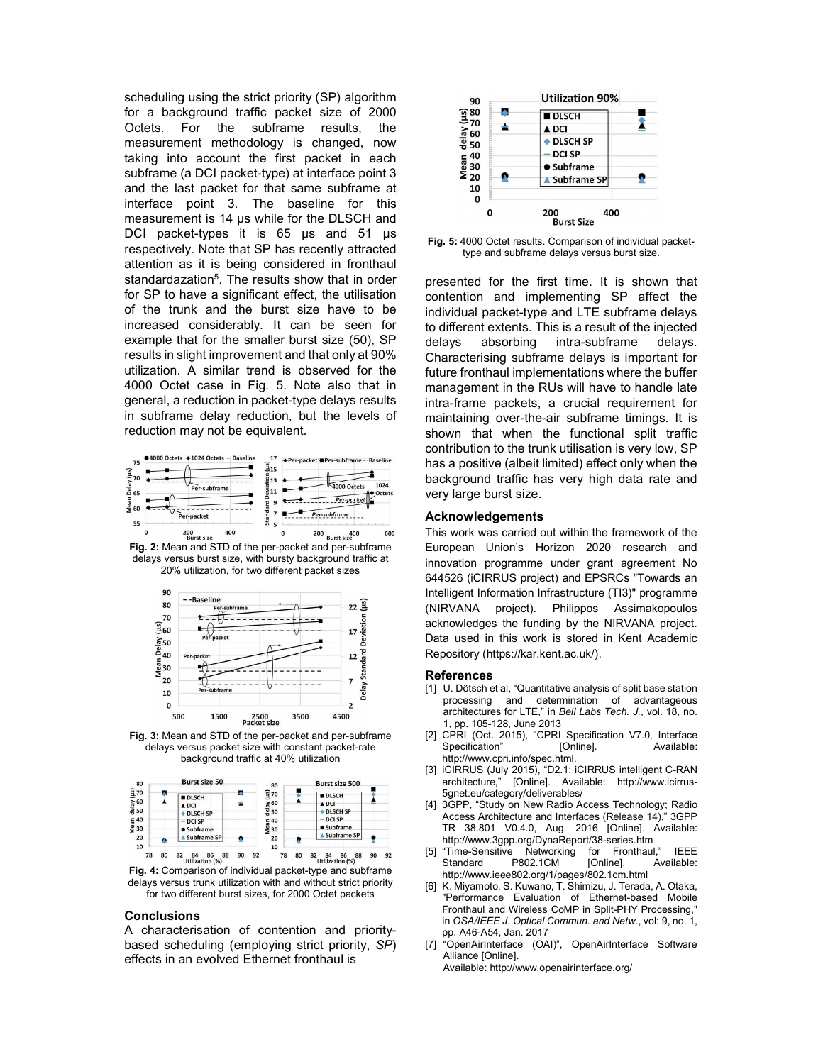scheduling using the strict priority (SP) algorithm for a background traffic packet size of 2000 Octets. For the subframe results, the measurement methodology is changed, now taking into account the first packet in each subframe (a DCI packet-type) at interface point 3 and the last packet for that same subframe at interface point 3. The baseline for this measurement is 14 µs while for the DLSCH and DCI packet-types it is 65 µs and 51 µs respectively. Note that SP has recently attracted attention as it is being considered in fronthaul standardazation[5]. The results show that in order for SP to have a significant effect, the utilisation of the trunk and the burst size have to be increased considerably. It can be seen for example that for the smaller burst size (50), SP results in slight improvement and that only at 90% utilization. A similar trend is observed for the 4000 Octet case in Fig. 5. Note also that in general, a reduction in packet-type delays results in subframe delay reduction, but the levels of reduction may not be equivalent.

■4000 Octets ◆1024 Octets – Baseline
◆Per-packet ■Per-subframe – -Baseline
Mean Delay (µs)
Standard Deviation (µs)
Per-subframe
Per-packet
4000 Octets
1024 Octets
Per-packet
Per-subframe
Burst size
Burst size

**Fig. 2:** Mean and STD of the per-packet and per-subframe delays versus burst size, with bursty background traffic at 20% utilization, for two different packet sizes

- -Baseline
Per-subframe
Per-packet
Per-packet
Per-subframe
Mean Delay (µs)
Delay Standard Deviation (µs)
Packet size

**Fig. 3:** Mean and STD of the per-packet and per-subframe delays versus packet size with constant packet-rate background traffic at 40% utilization

Burst size 50
Burst size 500
■ DLSCH
▲ DCI
◆ DLSCH SP
– DCI SP
● Subframe
▲ Subframe SP
Mean delay (µs)
Utilization (%)

**Fig. 4:** Comparison of individual packet-type and subframe delays versus trunk utilization with and without strict priority for two different burst sizes, for 2000 Octet packets

Utilization 90%
■ DLSCH
▲ DCI
◆ DLSCH SP
– DCI SP
● Subframe
▲ Subframe SP
Mean delay (µs)
Burst Size

**Fig. 5:** 4000 Octet results. Comparison of individual packet-type and subframe delays versus burst size.

## Conclusions

A characterisation of contention and priority-based scheduling (employing strict priority, *SP*) effects in an evolved Ethernet fronthaul is presented for the first time. It is shown that contention and implementing SP affect the individual packet-type and LTE subframe delays to different extents. This is a result of the injected delays absorbing intra-subframe delays. Characterising subframe delays is important for future fronthaul implementations where the buffer management in the RUs will have to handle late intra-frame packets, a crucial requirement for maintaining over-the-air subframe timings. It is shown that when the functional split traffic contribution to the trunk utilisation is very low, SP has a positive (albeit limited) effect only when the background traffic has very high data rate and very large burst size.

## Acknowledgements

This work was carried out within the framework of the European Union's Horizon 2020 research and innovation programme under grant agreement No 644526 (iCIRRUS project) and EPSRCs "Towards an Intelligent Information Infrastructure (TI3)" programme (NIRVANA project). Philippos Assimakopoulos acknowledges the funding by the NIRVANA project. Data used in this work is stored in Kent Academic Repository (https://kar.kent.ac.uk/).

## References

[1] U. Dötsch et al, "Quantitative analysis of split base station processing and determination of advantageous architectures for LTE," in *Bell Labs Tech. J.*, vol. 18, no. 1, pp. 105-128, June 2013

[2] CPRI (Oct. 2015), "CPRI Specification V7.0, Interface Specification" [Online]. Available: http://www.cpri.info/spec.html.

[3] iCIRRUS (July 2015), "D2.1: iCIRRUS intelligent C-RAN architecture," [Online]. Available: http://www.icirrus-5gnet.eu/category/deliverables/

[4] 3GPP, "Study on New Radio Access Technology; Radio Access Architecture and Interfaces (Release 14)," 3GPP TR 38.801 V0.4.0, Aug. 2016 [Online]. Available: http://www.3gpp.org/DynaReport/38-series.htm

[5] "Time-Sensitive Networking for Fronthaul," IEEE Standard P802.1CM [Online]. Available: http://www.ieee802.org/1/pages/802.1cm.html

[6] K. Miyamoto, S. Kuwano, T. Shimizu, J. Terada, A. Otaka, "Performance Evaluation of Ethernet-based Mobile Fronthaul and Wireless CoMP in Split-PHY Processing," in *OSA/IEEE J. Optical Commun. and Netw.*, vol: 9, no. 1, pp. A46-A54, Jan. 2017

[7] "OpenAirInterface (OAI)", OpenAirInterface Software Alliance [Online]. Available: http://www.openairinterface.org/